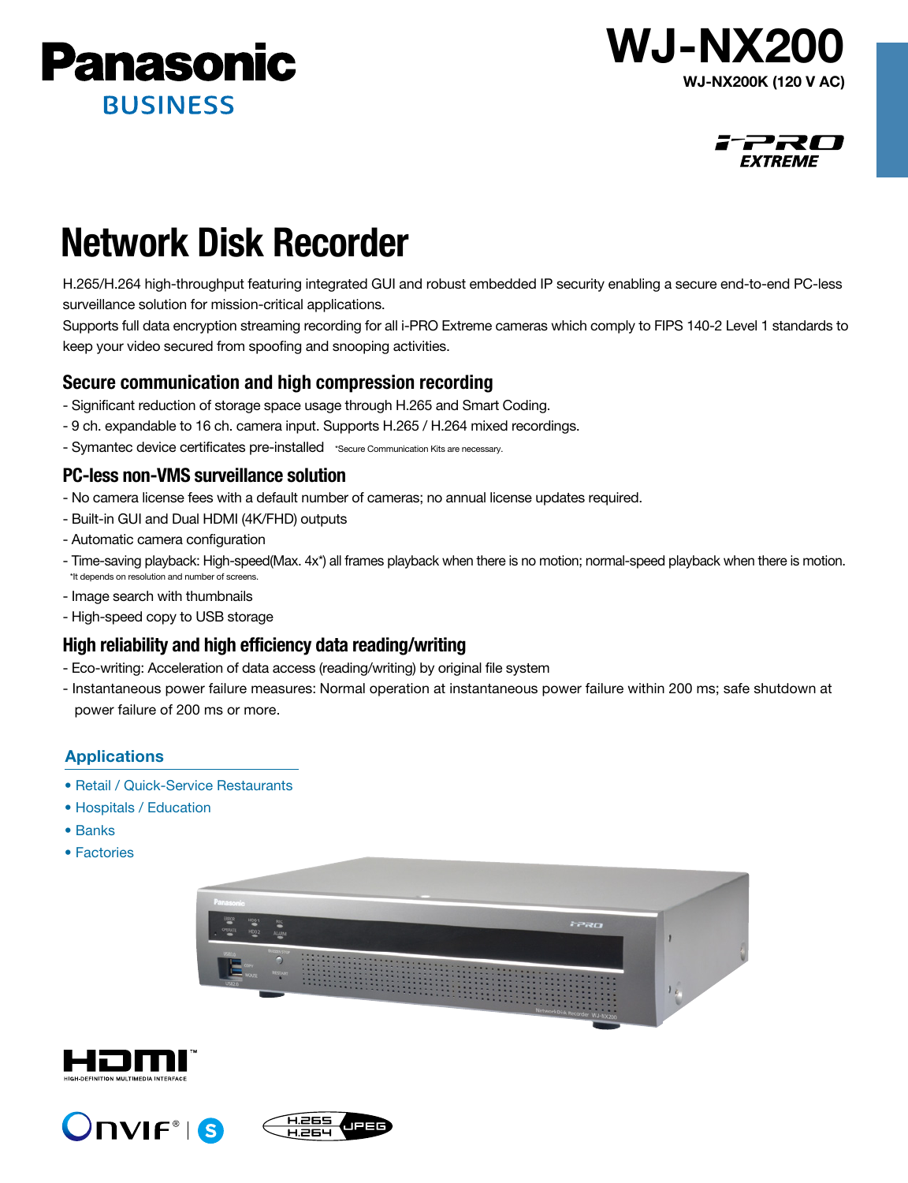Panasonic BUSINESS

# WJ-NX200

**WJ-NX200K (120 V AC)**

i-PRO EXTREME

# Network Disk Recorder

H.265/H.264 high-throughput featuring integrated GUI and robust embedded IP security enabling a secure end-to-end PC-less surveillance solution for mission-critical applications.
Supports full data encryption streaming recording for all i-PRO Extreme cameras which comply to FIPS 140-2 Level 1 standards to keep your video secured from spoofing and snooping activities.

## Secure communication and high compression recording

- Significant reduction of storage space usage through H.265 and Smart Coding.
- 9 ch. expandable to 16 ch. camera input. Supports H.265 / H.264 mixed recordings.
- Symantec device certificates pre-installed *Secure Communication Kits are necessary.

## PC-less non-VMS surveillance solution

- No camera license fees with a default number of cameras; no annual license updates required.
- Built-in GUI and Dual HDMI (4K/FHD) outputs
- Automatic camera configuration
- Time-saving playback: High-speed(Max. 4x*) all frames playback when there is no motion; normal-speed playback when there is motion.
  *It depends on resolution and number of screens.
- Image search with thumbnails
- High-speed copy to USB storage

## High reliability and high efficiency data reading/writing

- Eco-writing: Acceleration of data access (reading/writing) by original file system
- Instantaneous power failure measures: Normal operation at instantaneous power failure within 200 ms; safe shutdown at power failure of 200 ms or more.

### Applications

- Retail / Quick-Service Restaurants
- Hospitals / Education
- Banks
- Factories

HDMI HIGH-DEFINITION MULTIMEDIA INTERFACE

ONVIF® | S

H.265 H.264 JPEG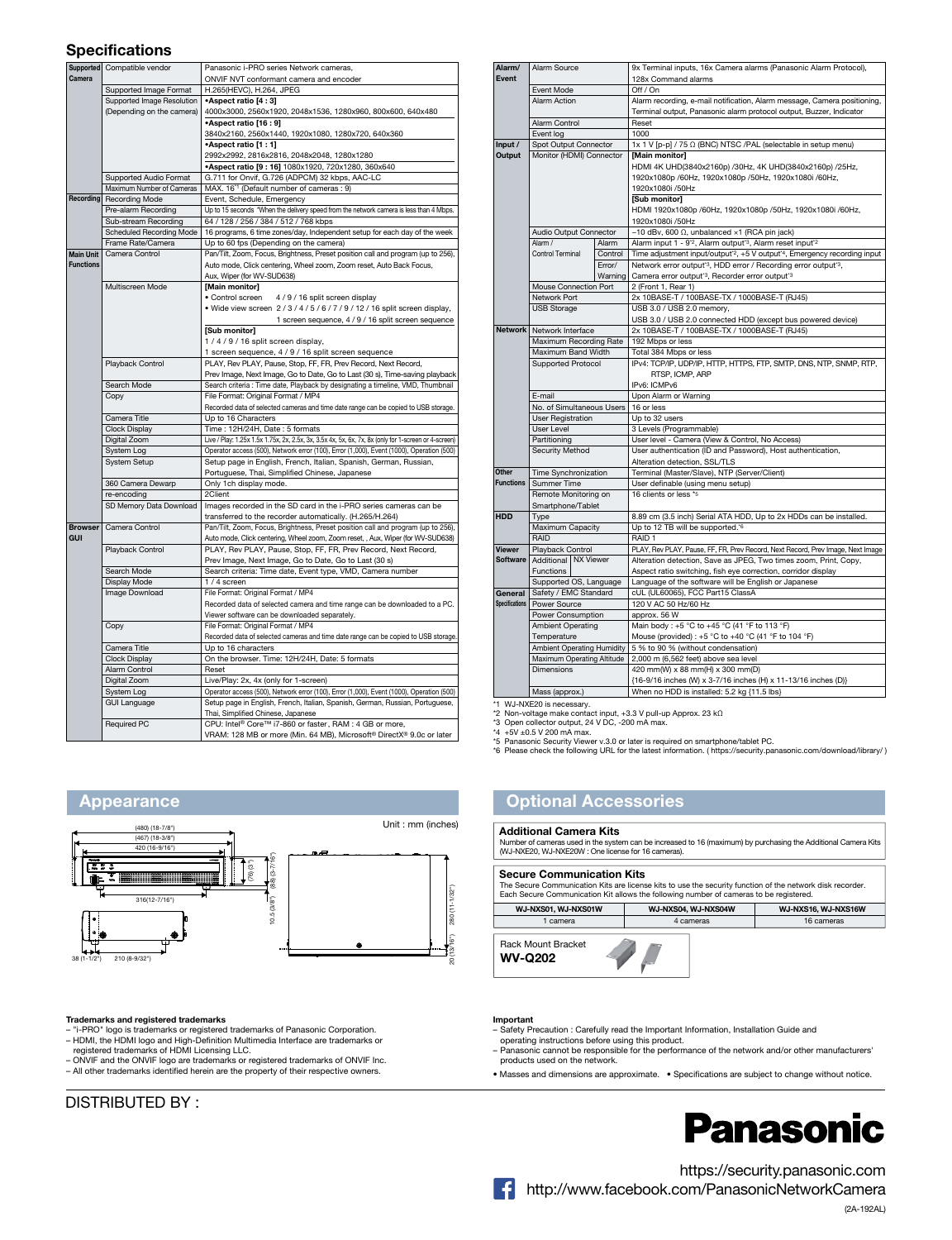## Specifications

| | | |
|---|---|---|
| Supported Camera | Compatible vendor | Panasonic i-PRO series Network cameras, ONVIF NVT conformant camera and encoder |
| | Supported Image Format | H.265(HEVC), H.264, JPEG |
| | Supported Image Resolution (Depending on the camera) | **•Aspect ratio [4 : 3]** 4000x3000, 2560x1920, 2048x1536, 1280x960, 800x600, 640x480 **•Aspect ratio [16 : 9]** 3840x2160, 2560x1440, 1920x1080, 1280x720, 640x360 **•Aspect ratio [1 : 1]** 2992x2992, 2816x2816, 2048x2048, 1280x1280 **•Aspect ratio [9 : 16]** 1080x1920, 720x1280, 360x640 |
| | Supported Audio Format | G.711 for Onvif, G.726 (ADPCM) 32 kbps, AAC-LC |
| | Maximum Number of Cameras | MAX. 16*1 (Default number of cameras : 9) |
| Recording | Recording Mode | Event, Schedule, Emergency |
| | Pre-alarm Recording | Up to 15 seconds *When the delivery speed from the network camera is less than 4 Mbps. |
| | Sub-stream Recording | 64 / 128 / 256 / 384 / 512 / 768 kbps |
| | Scheduled Recording Mode | 16 programs, 6 time zones/day, Independent setup for each day of the week |
| | Frame Rate/Camera | Up to 60 fps (Depending on the camera) |
| Main Unit Functions | Camera Control | Pan/Tilt, Zoom, Focus, Brightness, Preset position call and program (up to 256), Auto mode, Click centering, Wheel zoom, Zoom reset, Auto Back Focus, Aux, Wiper (for WV-SUD638) |
| | Multiscreen Mode | **[Main monitor]** • Control screen 4 / 9 / 16 split screen display • Wide view screen 2 / 3 / 4 / 5 / 6 / 7 / 9 / 12 / 16 split screen display, 1 screen sequence, 4 / 9 / 16 split screen sequence **[Sub monitor]** 1 / 4 / 9 / 16 split screen display, 1 screen sequence, 4 / 9 / 16 split screen sequence |
| | Playback Control | PLAY, Rev PLAY, Pause, Stop, FF, FR, Prev Record, Next Record, Prev Image, Next Image, Go to Date, Go to Last (30 s), Time-saving playback |
| | Search Mode | Search criteria : Time date, Playback by designating a timeline, VMD, Thumbnail |
| | Copy | File Format: Original Format / MP4 Recorded data of selected cameras and time date range can be copied to USB storage. |
| | Camera Title | Up to 16 Characters |
| | Clock Display | Time : 12H/24H, Date : 5 formats |
| | Digital Zoom | Live / Play: 1.25x 1.5x 1.75x, 2x, 2.5x, 3x, 3.5x 4x, 5x, 6x, 7x, 8x (only for 1-screen or 4-screen) |
| | System Log | Operator access (500), Network error (100), Error (1,000), Event (1000), Operation (500) |
| | System Setup | Setup page in English, French, Italian, Spanish, German, Russian, Portuguese, Thai, Simplified Chinese, Japanese |
| | 360 Camera Dewarp | Only 1ch display mode. |
| | re-encoding | 2Client |
| | SD Memory Data Download | Images recorded in the SD card in the i-PRO series cameras can be transferred to the recorder automatically. (H.265/H.264) |
| Browser GUI | Camera Control | Pan/Tilt, Zoom, Focus, Brightness, Preset position call and program (up to 256), Auto mode, Click centering, Wheel zoom, Zoom reset, , Aux, Wiper (for WV-SUD638) |
| | Playback Control | PLAY, Rev PLAY, Pause, Stop, FF, FR, Prev Record, Next Record, Prev Image, Next Image, Go to Date, Go to Last (30 s) |
| | Search Mode | Search criteria: Time date, Event type, VMD, Camera number |
| | Display Mode | 1 / 4 screen |
| | Image Download | File Format: Original Format / MP4 Recorded data of selected camera and time date range can be downloaded to a PC. Viewer software can be downloaded separately. |
| | Copy | File Format: Original Format / MP4 Recorded data of selected cameras and time date range can be copied to USB storage. |
| | Camera Title | Up to 16 characters |
| | Clock Display | On the browser. Time: 12H/24H, Date: 5 formats |
| | Alarm Control | Reset |
| | Digital Zoom | Live/Play: 2x, 4x (only for 1-screen) |
| | System Log | Operator access (500), Network error (100), Error (1,000), Event (1000), Operation (500) |
| | GUI Language | Setup page in English, French, Italian, Spanish, German, Russian, Portuguese, Thai, Simplified Chinese, Japanese |
| | Required PC | CPU: Intel® Core™ i7-860 or faster , RAM : 4 GB or more, VRAM: 128 MB or more (Min. 64 MB), Microsoft® DirectX® 9.0c or later |

| | | | |
|---|---|---|---|
| Alarm/ Event | Alarm Source | | 9x Terminal inputs, 16x Camera alarms (Panasonic Alarm Protocol), 128x Command alarms |
| | Event Mode | | Off / On |
| | Alarm Action | | Alarm recording, e-mail notification, Alarm message, Camera positioning, Terminal output, Panasonic alarm protocol output, Buzzer, Indicator |
| | Alarm Control | | Reset |
| | Event log | | 1000 |
| Input / Output | Spot Output Connector | | 1x 1 V [p-p] / 75 Ω (BNC) NTSC /PAL (selectable in setup menu) |
| | Monitor (HDMI) Connector | | **[Main monitor]** HDMI 4K UHD(3840x2160p) /30Hz, 4K UHD(3840x2160p) /25Hz, 1920x1080p /60Hz, 1920x1080p /50Hz, 1920x1080i /60Hz, 1920x1080i /50Hz **[Sub monitor]** HDMI 1920x1080p /60Hz, 1920x1080p /50Hz, 1920x1080i /60Hz, 1920x1080i /50Hz |
| | Audio Output Connector | | –10 dBv, 600 Ω, unbalanced ×1 (RCA pin jack) |
| | Alarm / Control Terminal | Alarm | Alarm input 1 - 9*2, Alarm output*3, Alarm reset input*2 |
| | | Control | Time adjustment input/output*2, +5 V output*4, Emergency recording input |
| | | Error/ Warning | Network error output*3, HDD error / Recording error output*3, Camera error output*3, Recorder error output*3 |
| | Mouse Connection Port | | 2 (Front 1, Rear 1) |
| | Network Port | | 2x 10BASE-T / 100BASE-TX / 1000BASE-T (RJ45) |
| | USB Storage | | USB 3.0 / USB 2.0 memory, USB 3.0 / USB 2.0 connected HDD (except bus powered device) |
| Network | Network Interface | | 2x 10BASE-T / 100BASE-TX / 1000BASE-T (RJ45) |
| | Maximum Recording Rate | | 192 Mbps or less |
| | Maximum Band Width | | Total 384 Mbps or less |
| | Supported Protocol | | IPv4: TCP/IP, UDP/IP, HTTP, HTTPS, FTP, SMTP, DNS, NTP, SNMP, RTP, RTSP, ICMP, ARP IPv6: ICMPv6 |
| | E-mail | | Upon Alarm or Warning |
| | No. of Simultaneous Users | | 16 or less |
| | User Registration | | Up to 32 users |
| | User Level | | 3 Levels (Programmable) |
| | Partitioning | | User level - Camera (View & Control, No Access) |
| | Security Method | | User authentication (ID and Password), Host authentication, Alteration detection, SSL/TLS |
| Other Functions | Time Synchronization | | Terminal (Master/Slave), NTP (Server/Client) |
| | Summer Time | | User definable (using menu setup) |
| | Remote Monitoring on Smartphone/Tablet | | 16 clients or less *5 |
| HDD | Type | | 8.89 cm (3.5 inch) Serial ATA HDD, Up to 2x HDDs can be installed. |
| | Maximum Capacity | | Up to 12 TB will be supported.*6 |
| | RAID | | RAID 1 |
| Viewer Software | Playback Control | | PLAY, Rev PLAY, Pause, FF, FR, Prev Record, Next Record, Prev Image, Next Image |
| | Additional Functions | NX Viewer | Alteration detection, Save as JPEG, Two times zoom, Print, Copy, Aspect ratio switching, fish eye correction, corridor display |
| | Supported OS, Language | | Language of the software will be English or Japanese |
| General Specifications | Safety / EMC Standard | | cUL (UL60065), FCC Part15 ClassA |
| | Power Source | | 120 V AC 50 Hz/60 Hz |
| | Power Consumption | | approx. 56 W |
| | Ambient Operating Temperature | | Main body : +5 °C to +45 °C (41 °F to 113 °F) Mouse (provided) : +5 °C to +40 °C (41 °F to 104 °F) |
| | Ambient Operating Humidity | | 5 % to 90 % (without condensation) |
| | Maximum Operating Altitude | | 2,000 m (6,562 feet) above sea level |
| | Dimensions | | 420 mm(W) x 88 mm(H) x 300 mm(D) {16-9/16 inches (W) x 3-7/16 inches (H) x 11-13/16 inches (D)} |
| | Mass (approx.) | | When no HDD is installed: 5.2 kg {11.5 lbs} |

*1 WJ-NXE20 is necessary.
*2 Non-voltage make contact input, +3.3 V pull-up Approx. 23 kΩ
*3 Open collector output, 24 V DC, -200 mA max.
*4 +5V ±0.5 V 200 mA max.
*5 Panasonic Security Viewer v.3.0 or later is required on smartphone/tablet PC.
*6 Please check the following URL for the latest information. ( https://security.panasonic.com/download/library/ )

## Appearance

Unit : mm (inches)

(480) (18-7/8")
(467) (18-3/8")
420 (16-9/16")
(76) (3")
(88) (3-7/16")
316(12-7/16")
10.5 (3/8")
280 (11-1/2")
20 (13/16")
38 (1-1/2")
210 (8-9/32")

## Optional Accessories

### Additional Camera Kits

Number of cameras used in the system can be increased to 16 (maximum) by purchasing the Additional Camera Kits (WJ-NXE20, WJ-NXE20W : One license for 16 cameras).

### Secure Communication Kits

The Secure Communication Kits are license kits to use the security function of the network disk recorder. Each Secure Communication Kit allows the following number of cameras to be registered.

| WJ-NXS01, WJ-NXS01W | WJ-NXS04, WJ-NXS04W | WJ-NXS16, WJ-NXS16W |
|---|---|---|
| 1 camera | 4 cameras | 16 cameras |

Rack Mount Bracket
**WV-Q202**

**Trademarks and registered trademarks**
– "i-PRO" logo is trademarks or registered trademarks of Panasonic Corporation.
– HDMI, the HDMI logo and High-Definition Multimedia Interface are trademarks or registered trademarks of HDMI Licensing LLC.
– ONVIF and the ONVIF logo are trademarks or registered trademarks of ONVIF Inc.
– All other trademarks identified herein are the property of their respective owners.

**Important**
– Safety Precaution : Carefully read the Important Information, Installation Guide and operating instructions before using this product.
– Panasonic cannot be responsible for the performance of the network and/or other manufacturers' products used on the network.

• Masses and dimensions are approximate. • Specifications are subject to change without notice.

DISTRIBUTED BY :

Panasonic

https://security.panasonic.com
http://www.facebook.com/PanasonicNetworkCamera

(2A-192AL)